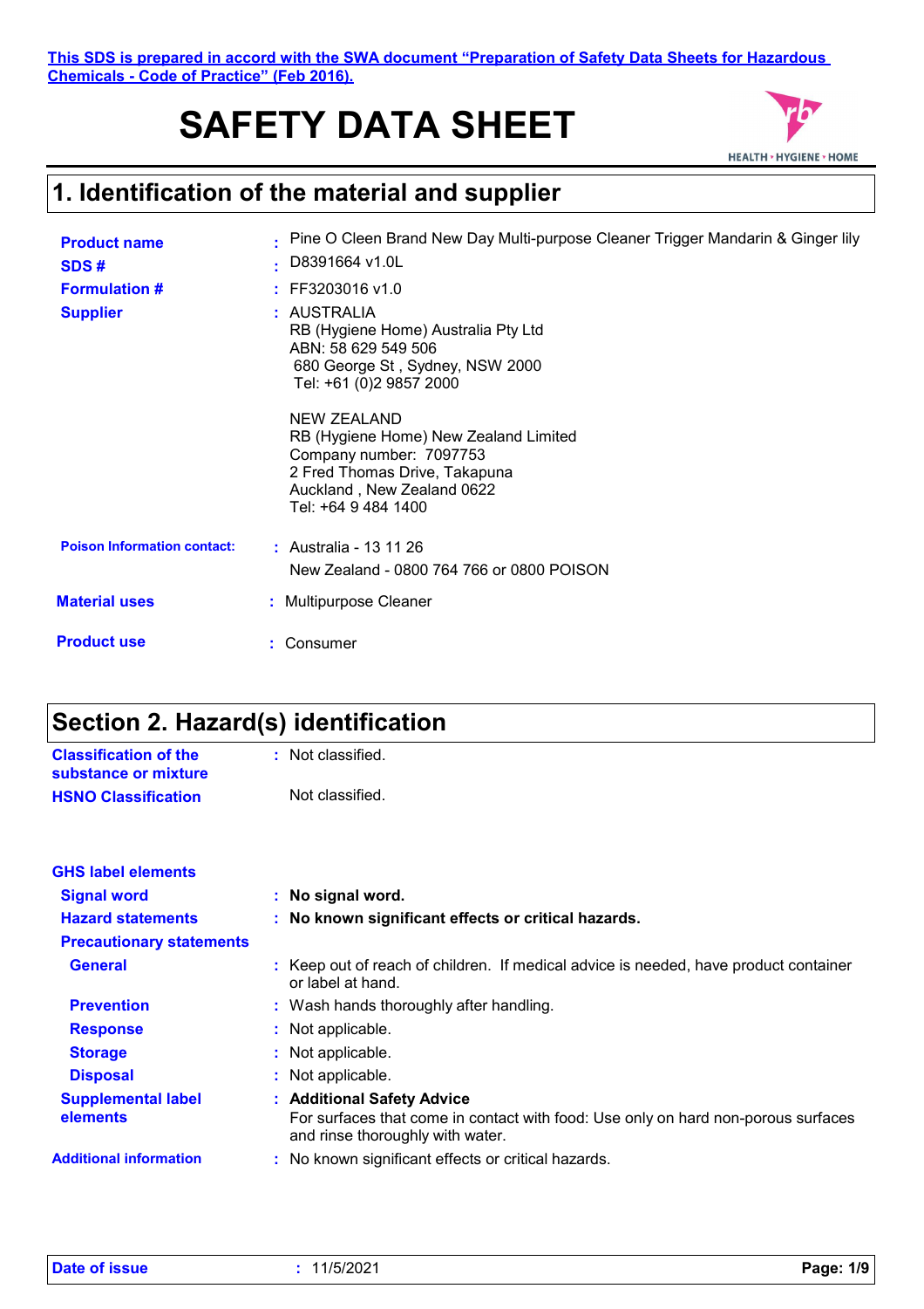**This SDS is prepared in accord with the SWA document "Preparation of Safety Data Sheets for Hazardous Chemicals - Code of Practice" (Feb 2016).**

# SAFETY DATA SHEET

HEALTH • HYGIENE • HOME

## 1. Identification of the material and supplier

| | |
|---|---|
| **Product name** | : Pine O Cleen Brand New Day Multi-purpose Cleaner Trigger Mandarin & Ginger lily |
| **SDS #** | : D8391664 v1.0L |
| **Formulation #** | : FF3203016 v1.0 |
| **Supplier** | : AUSTRALIA<br>RB (Hygiene Home) Australia Pty Ltd<br>ABN: 58 629 549 506<br>680 George St , Sydney, NSW 2000<br>Tel: +61 (0)2 9857 2000<br><br>NEW ZEALAND<br>RB (Hygiene Home) New Zealand Limited<br>Company number: 7097753<br>2 Fred Thomas Drive, Takapuna<br>Auckland , New Zealand 0622<br>Tel: +64 9 484 1400 |
| **Poison Information contact:** | : Australia - 13 11 26<br>New Zealand - 0800 764 766 or 0800 POISON |
| **Material uses** | : Multipurpose Cleaner |
| **Product use** | : Consumer |

## Section 2. Hazard(s) identification

| | |
|---|---|
| **Classification of the substance or mixture** | : Not classified. |
| **HSNO Classification** | Not classified. |

**GHS label elements**

| | |
|---|---|
| **Signal word** | : **No signal word.** |
| **Hazard statements** | : **No known significant effects or critical hazards.** |
| **Precautionary statements** | |
| **General** | : Keep out of reach of children. If medical advice is needed, have product container or label at hand. |
| **Prevention** | : Wash hands thoroughly after handling. |
| **Response** | : Not applicable. |
| **Storage** | : Not applicable. |
| **Disposal** | : Not applicable. |
| **Supplemental label elements** | : **Additional Safety Advice**<br>For surfaces that come in contact with food: Use only on hard non-porous surfaces and rinse thoroughly with water. |
| **Additional information** | : No known significant effects or critical hazards. |

**Date of issue** : 11/5/2021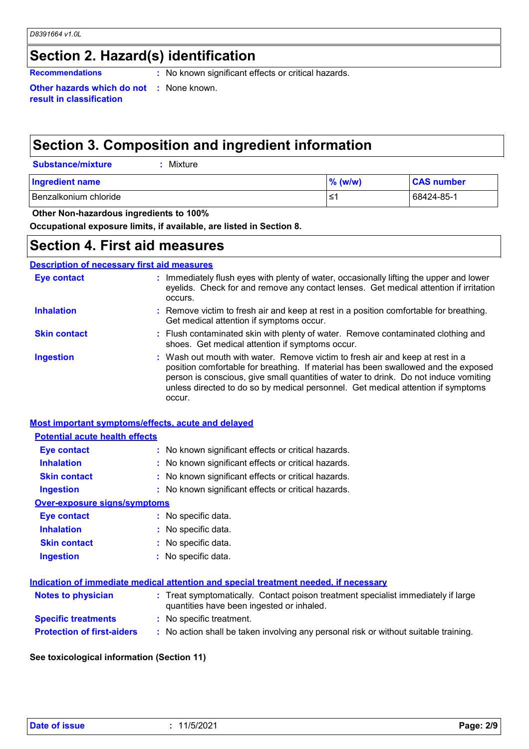## Section 2. Hazard(s) identification

**Recommendations** : No known significant effects or critical hazards.

**Other hazards which do not result in classification** : None known.

## Section 3. Composition and ingredient information

**Substance/mixture** : Mixture

| Ingredient name | % (w/w) | CAS number |
|---|---|---|
| Benzalkonium chloride | ≤1 | 68424-85-1 |

**Other Non-hazardous ingredients to 100%**

**Occupational exposure limits, if available, are listed in Section 8.**

## Section 4. First aid measures

### Description of necessary first aid measures

**Eye contact** : Immediately flush eyes with plenty of water, occasionally lifting the upper and lower eyelids. Check for and remove any contact lenses. Get medical attention if irritation occurs.

**Inhalation** : Remove victim to fresh air and keep at rest in a position comfortable for breathing. Get medical attention if symptoms occur.

**Skin contact** : Flush contaminated skin with plenty of water. Remove contaminated clothing and shoes. Get medical attention if symptoms occur.

**Ingestion** : Wash out mouth with water. Remove victim to fresh air and keep at rest in a position comfortable for breathing. If material has been swallowed and the exposed person is conscious, give small quantities of water to drink. Do not induce vomiting unless directed to do so by medical personnel. Get medical attention if symptoms occur.

### Most important symptoms/effects, acute and delayed

#### Potential acute health effects

**Eye contact** : No known significant effects or critical hazards.

**Inhalation** : No known significant effects or critical hazards.

**Skin contact** : No known significant effects or critical hazards.

**Ingestion** : No known significant effects or critical hazards.

#### Over-exposure signs/symptoms

**Eye contact** : No specific data.

**Inhalation** : No specific data.

**Skin contact** : No specific data.

**Ingestion** : No specific data.

### Indication of immediate medical attention and special treatment needed, if necessary

**Notes to physician** : Treat symptomatically. Contact poison treatment specialist immediately if large quantities have been ingested or inhaled.

**Specific treatments** : No specific treatment.

**Protection of first-aiders** : No action shall be taken involving any personal risk or without suitable training.

**See toxicological information (Section 11)**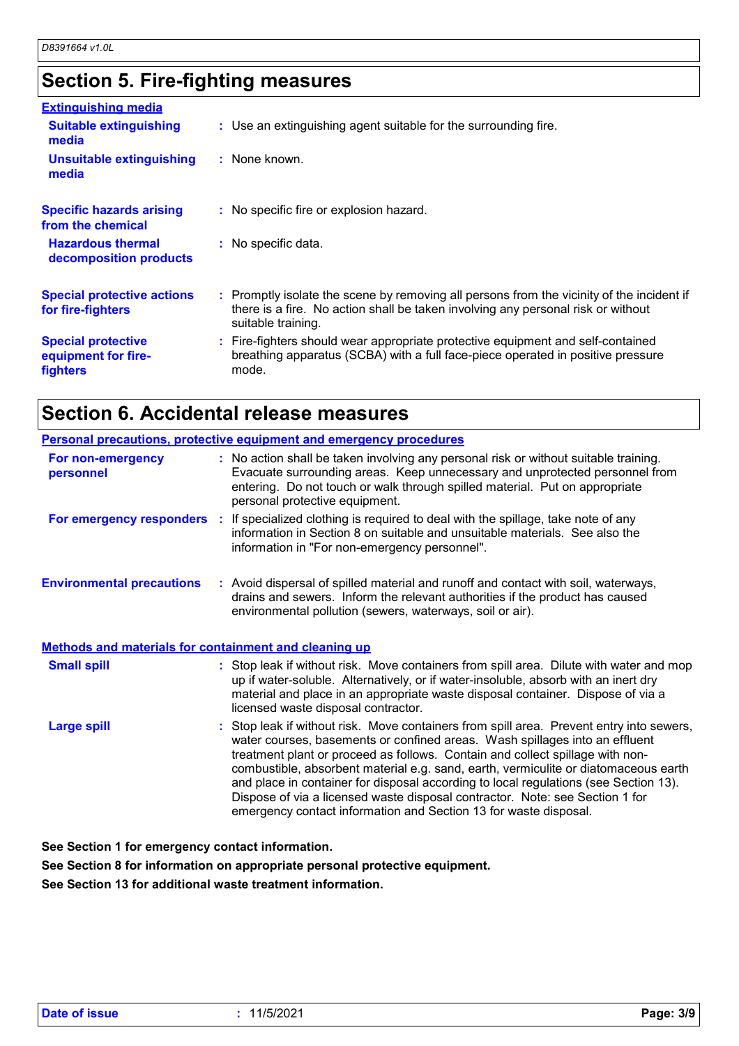## Section 5. Fire-fighting measures

### Extinguishing media

**Suitable extinguishing media** : Use an extinguishing agent suitable for the surrounding fire.

**Unsuitable extinguishing media** : None known.

**Specific hazards arising from the chemical** : No specific fire or explosion hazard.

**Hazardous thermal decomposition products** : No specific data.

**Special protective actions for fire-fighters** : Promptly isolate the scene by removing all persons from the vicinity of the incident if there is a fire. No action shall be taken involving any personal risk or without suitable training.

**Special protective equipment for fire-fighters** : Fire-fighters should wear appropriate protective equipment and self-contained breathing apparatus (SCBA) with a full face-piece operated in positive pressure mode.

## Section 6. Accidental release measures

### Personal precautions, protective equipment and emergency procedures

**For non-emergency personnel** : No action shall be taken involving any personal risk or without suitable training. Evacuate surrounding areas. Keep unnecessary and unprotected personnel from entering. Do not touch or walk through spilled material. Put on appropriate personal protective equipment.

**For emergency responders** : If specialized clothing is required to deal with the spillage, take note of any information in Section 8 on suitable and unsuitable materials. See also the information in "For non-emergency personnel".

**Environmental precautions** : Avoid dispersal of spilled material and runoff and contact with soil, waterways, drains and sewers. Inform the relevant authorities if the product has caused environmental pollution (sewers, waterways, soil or air).

### Methods and materials for containment and cleaning up

**Small spill** : Stop leak if without risk. Move containers from spill area. Dilute with water and mop up if water-soluble. Alternatively, or if water-insoluble, absorb with an inert dry material and place in an appropriate waste disposal container. Dispose of via a licensed waste disposal contractor.

**Large spill** : Stop leak if without risk. Move containers from spill area. Prevent entry into sewers, water courses, basements or confined areas. Wash spillages into an effluent treatment plant or proceed as follows. Contain and collect spillage with non-combustible, absorbent material e.g. sand, earth, vermiculite or diatomaceous earth and place in container for disposal according to local regulations (see Section 13). Dispose of via a licensed waste disposal contractor. Note: see Section 1 for emergency contact information and Section 13 for waste disposal.

**See Section 1 for emergency contact information.**

**See Section 8 for information on appropriate personal protective equipment.**

**See Section 13 for additional waste treatment information.**

**Date of issue** : 11/5/2021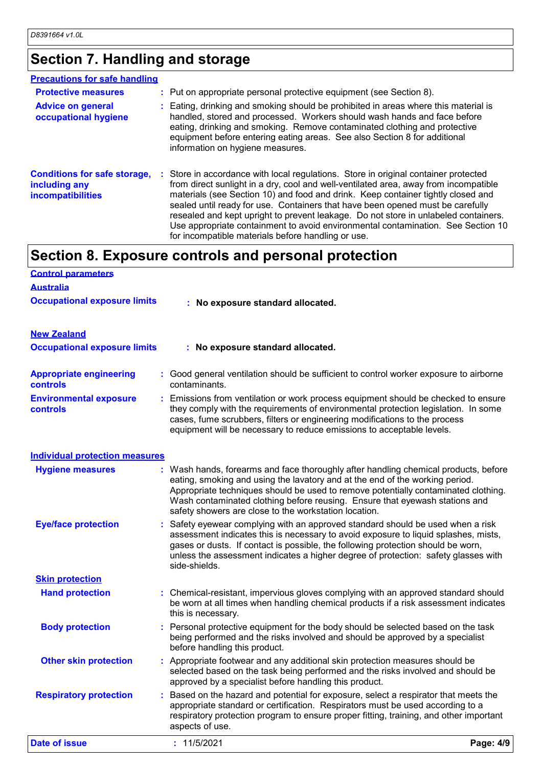## Section 7. Handling and storage

### Precautions for safe handling

**Protective measures** : Put on appropriate personal protective equipment (see Section 8).

**Advice on general occupational hygiene** : Eating, drinking and smoking should be prohibited in areas where this material is handled, stored and processed. Workers should wash hands and face before eating, drinking and smoking. Remove contaminated clothing and protective equipment before entering eating areas. See also Section 8 for additional information on hygiene measures.

**Conditions for safe storage, including any incompatibilities** : Store in accordance with local regulations. Store in original container protected from direct sunlight in a dry, cool and well-ventilated area, away from incompatible materials (see Section 10) and food and drink. Keep container tightly closed and sealed until ready for use. Containers that have been opened must be carefully resealed and kept upright to prevent leakage. Do not store in unlabeled containers. Use appropriate containment to avoid environmental contamination. See Section 10 for incompatible materials before handling or use.

## Section 8. Exposure controls and personal protection

### Control parameters

#### Australia

**Occupational exposure limits** : **No exposure standard allocated.**

#### New Zealand

**Occupational exposure limits** : **No exposure standard allocated.**

**Appropriate engineering controls** : Good general ventilation should be sufficient to control worker exposure to airborne contaminants.

**Environmental exposure controls** : Emissions from ventilation or work process equipment should be checked to ensure they comply with the requirements of environmental protection legislation. In some cases, fume scrubbers, filters or engineering modifications to the process equipment will be necessary to reduce emissions to acceptable levels.

### Individual protection measures

**Hygiene measures** : Wash hands, forearms and face thoroughly after handling chemical products, before eating, smoking and using the lavatory and at the end of the working period. Appropriate techniques should be used to remove potentially contaminated clothing. Wash contaminated clothing before reusing. Ensure that eyewash stations and safety showers are close to the workstation location.

**Eye/face protection** : Safety eyewear complying with an approved standard should be used when a risk assessment indicates this is necessary to avoid exposure to liquid splashes, mists, gases or dusts. If contact is possible, the following protection should be worn, unless the assessment indicates a higher degree of protection: safety glasses with side-shields.

#### Skin protection

**Hand protection** : Chemical-resistant, impervious gloves complying with an approved standard should be worn at all times when handling chemical products if a risk assessment indicates this is necessary.

**Body protection** : Personal protective equipment for the body should be selected based on the task being performed and the risks involved and should be approved by a specialist before handling this product.

**Other skin protection** : Appropriate footwear and any additional skin protection measures should be selected based on the task being performed and the risks involved and should be approved by a specialist before handling this product.

**Respiratory protection** : Based on the hazard and potential for exposure, select a respirator that meets the appropriate standard or certification. Respirators must be used according to a respiratory protection program to ensure proper fitting, training, and other important aspects of use.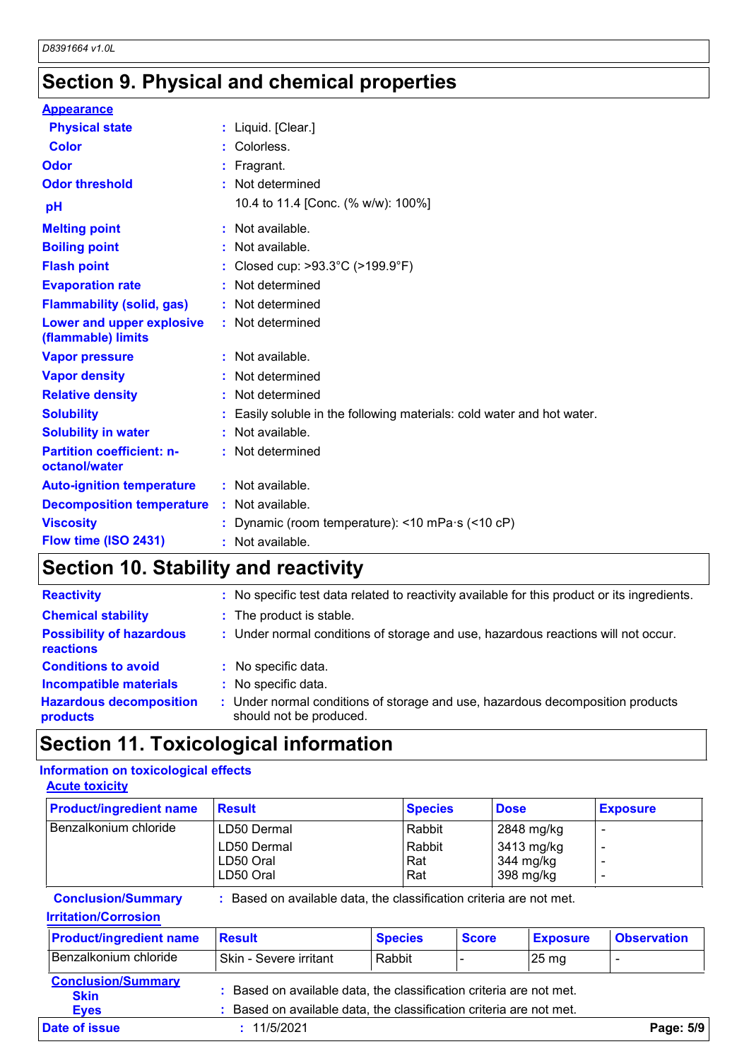## Section 9. Physical and chemical properties

**Appearance**

| | |
|---|---|
| **Physical state** | : Liquid. [Clear.] |
| **Color** | : Colorless. |
| **Odor** | : Fragrant. |
| **Odor threshold** | : Not determined |
| **pH** | 10.4 to 11.4 [Conc. (% w/w): 100%] |
| **Melting point** | : Not available. |
| **Boiling point** | : Not available. |
| **Flash point** | : Closed cup: >93.3°C (>199.9°F) |
| **Evaporation rate** | : Not determined |
| **Flammability (solid, gas)** | : Not determined |
| **Lower and upper explosive (flammable) limits** | : Not determined |
| **Vapor pressure** | : Not available. |
| **Vapor density** | : Not determined |
| **Relative density** | : Not determined |
| **Solubility** | : Easily soluble in the following materials: cold water and hot water. |
| **Solubility in water** | : Not available. |
| **Partition coefficient: n-octanol/water** | : Not determined |
| **Auto-ignition temperature** | : Not available. |
| **Decomposition temperature** | : Not available. |
| **Viscosity** | : Dynamic (room temperature): <10 mPa·s (<10 cP) |
| **Flow time (ISO 2431)** | : Not available. |

## Section 10. Stability and reactivity

| | |
|---|---|
| **Reactivity** | : No specific test data related to reactivity available for this product or its ingredients. |
| **Chemical stability** | : The product is stable. |
| **Possibility of hazardous reactions** | : Under normal conditions of storage and use, hazardous reactions will not occur. |
| **Conditions to avoid** | : No specific data. |
| **Incompatible materials** | : No specific data. |
| **Hazardous decomposition products** | : Under normal conditions of storage and use, hazardous decomposition products should not be produced. |

## Section 11. Toxicological information

**Information on toxicological effects**

**Acute toxicity**

| Product/ingredient name | Result | Species | Dose | Exposure |
|---|---|---|---|---|
| Benzalkonium chloride | LD50 Dermal | Rabbit | 2848 mg/kg | - |
| | LD50 Dermal | Rabbit | 3413 mg/kg | - |
| | LD50 Oral | Rat | 344 mg/kg | - |
| | LD50 Oral | Rat | 398 mg/kg | - |

**Conclusion/Summary** : Based on available data, the classification criteria are not met.

**Irritation/Corrosion**

| Product/ingredient name | Result | Species | Score | Exposure | Observation |
|---|---|---|---|---|---|
| Benzalkonium chloride | Skin - Severe irritant | Rabbit | - | 25 mg | - |

**Conclusion/Summary**

**Skin** : Based on available data, the classification criteria are not met.

**Eyes** : Based on available data, the classification criteria are not met.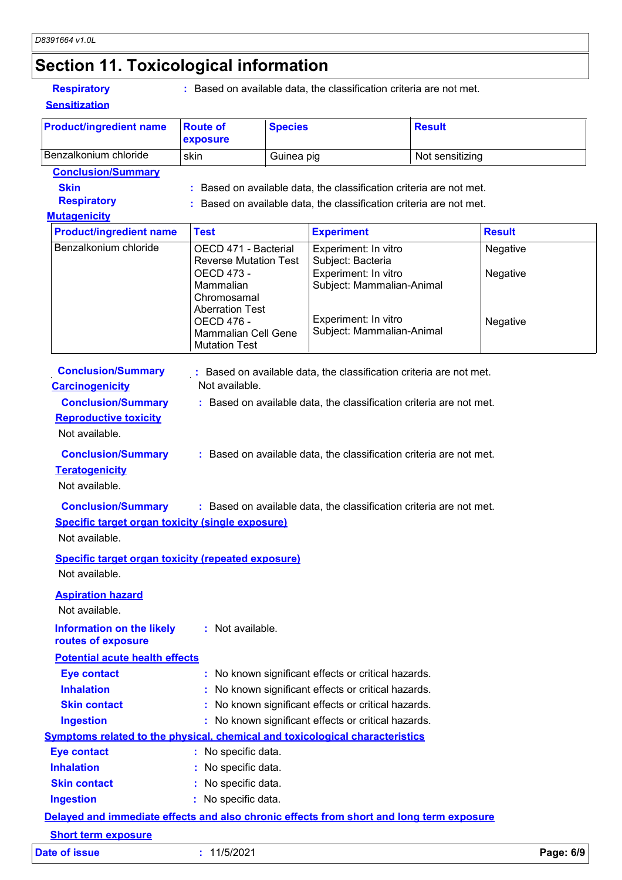## Section 11. Toxicological information

**Respiratory** : Based on available data, the classification criteria are not met.

**Sensitization**

| Product/ingredient name | Route of exposure | Species | Result |
| --- | --- | --- | --- |
| Benzalkonium chloride | skin | Guinea pig | Not sensitizing |

**Conclusion/Summary**

**Skin** : Based on available data, the classification criteria are not met.

**Respiratory** : Based on available data, the classification criteria are not met.

**Mutagenicity**

| Product/ingredient name | Test | Experiment | Result |
| --- | --- | --- | --- |
| Benzalkonium chloride | OECD 471 - Bacterial Reverse Mutation Test | Experiment: In vitro Subject: Bacteria | Negative |
| | OECD 473 - Mammalian Chromosamal Aberration Test | Experiment: In vitro Subject: Mammalian-Animal | Negative |
| | OECD 476 - Mammalian Cell Gene Mutation Test | Experiment: In vitro Subject: Mammalian-Animal | Negative |

**Conclusion/Summary** : Based on available data, the classification criteria are not met.

**Carcinogenicity**

Not available.

**Conclusion/Summary** : Based on available data, the classification criteria are not met.

**Reproductive toxicity**

Not available.

**Conclusion/Summary** : Based on available data, the classification criteria are not met.

**Teratogenicity**

Not available.

**Conclusion/Summary** : Based on available data, the classification criteria are not met.

**Specific target organ toxicity (single exposure)**

Not available.

**Specific target organ toxicity (repeated exposure)**

Not available.

**Aspiration hazard**

Not available.

**Information on the likely routes of exposure** : Not available.

**Potential acute health effects**

**Eye contact** : No known significant effects or critical hazards.

**Inhalation** : No known significant effects or critical hazards.

**Skin contact** : No known significant effects or critical hazards.

**Ingestion** : No known significant effects or critical hazards.

**Symptoms related to the physical, chemical and toxicological characteristics**

**Eye contact** : No specific data.

**Inhalation** : No specific data.

**Skin contact** : No specific data.

**Ingestion** : No specific data.

**Delayed and immediate effects and also chronic effects from short and long term exposure**

**Short term exposure**

**Date of issue** : 11/5/2021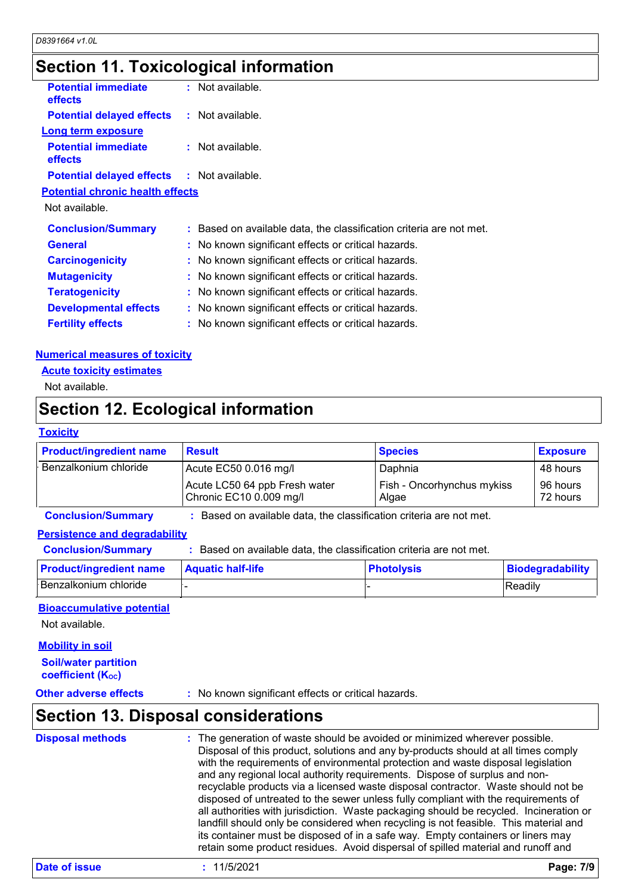## Section 11. Toxicological information

**Potential immediate effects** : Not available.

**Potential delayed effects** : Not available.

**Long term exposure**

**Potential immediate effects** : Not available.

**Potential delayed effects** : Not available.

**Potential chronic health effects**

Not available.

**Conclusion/Summary** : Based on available data, the classification criteria are not met.

**General** : No known significant effects or critical hazards.

**Carcinogenicity** : No known significant effects or critical hazards.

**Mutagenicity** : No known significant effects or critical hazards.

**Teratogenicity** : No known significant effects or critical hazards.

**Developmental effects** : No known significant effects or critical hazards.

**Fertility effects** : No known significant effects or critical hazards.

**Numerical measures of toxicity**

**Acute toxicity estimates**

Not available.

## Section 12. Ecological information

**Toxicity**

| Product/ingredient name | Result | Species | Exposure |
|---|---|---|---|
| Benzalkonium chloride | Acute EC50 0.016 mg/l | Daphnia | 48 hours |
| | Acute LC50 64 ppb Fresh water | Fish - Oncorhynchus mykiss | 96 hours |
| | Chronic EC10 0.009 mg/l | Algae | 72 hours |

**Conclusion/Summary** : Based on available data, the classification criteria are not met.

**Persistence and degradability**

**Conclusion/Summary** : Based on available data, the classification criteria are not met.

| Product/ingredient name | Aquatic half-life | Photolysis | Biodegradability |
|---|---|---|---|
| Benzalkonium chloride | - | - | Readily |

**Bioaccumulative potential**

Not available.

**Mobility in soil**

**Soil/water partition coefficient ($K_{OC}$)**

**Other adverse effects** : No known significant effects or critical hazards.

## Section 13. Disposal considerations

**Disposal methods** : The generation of waste should be avoided or minimized wherever possible. Disposal of this product, solutions and any by-products should at all times comply with the requirements of environmental protection and waste disposal legislation and any regional local authority requirements. Dispose of surplus and non-recyclable products via a licensed waste disposal contractor. Waste should not be disposed of untreated to the sewer unless fully compliant with the requirements of all authorities with jurisdiction. Waste packaging should be recycled. Incineration or landfill should only be considered when recycling is not feasible. This material and its container must be disposed of in a safe way. Empty containers or liners may retain some product residues. Avoid dispersal of spilled material and runoff and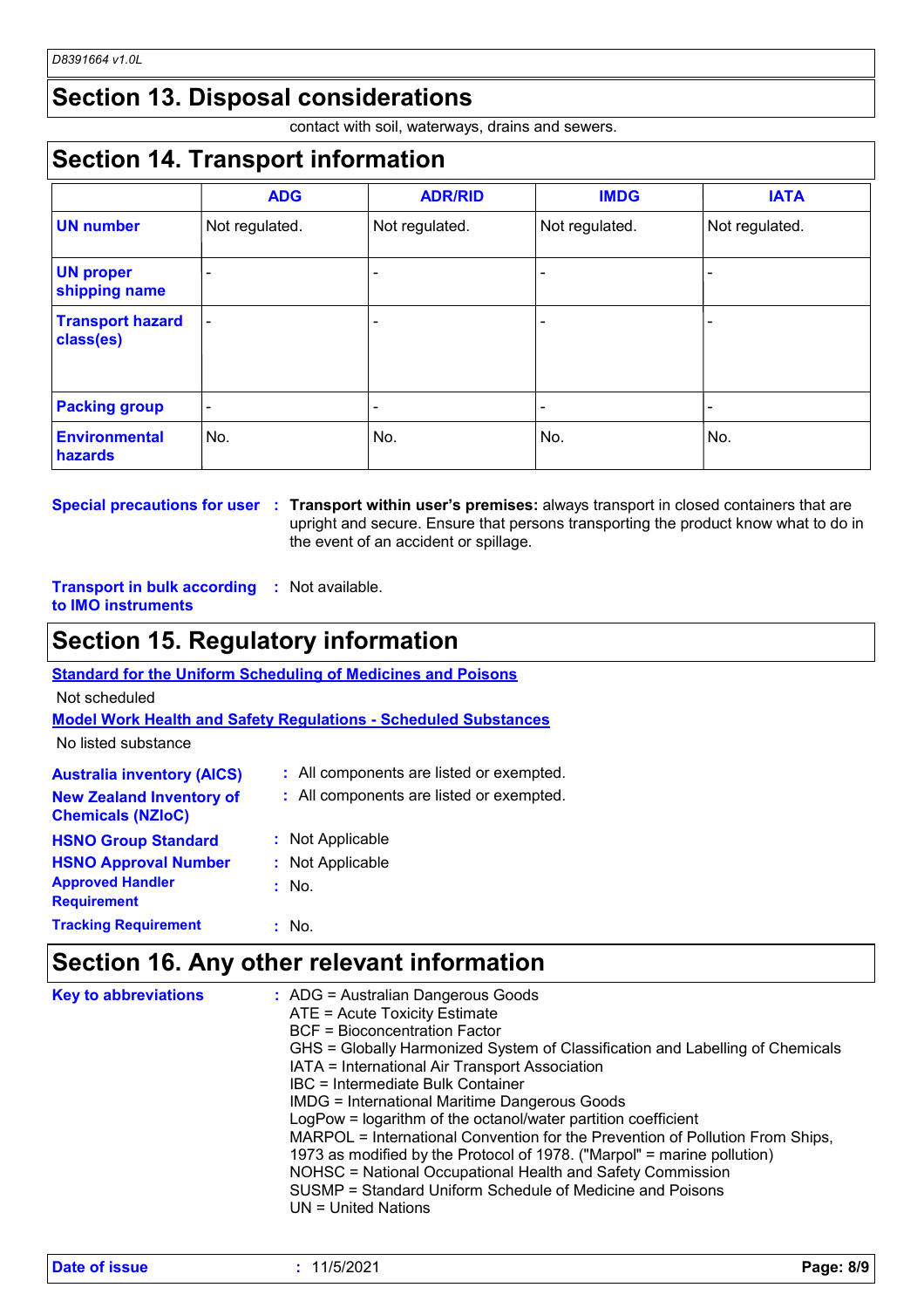## Section 13. Disposal considerations

contact with soil, waterways, drains and sewers.

## Section 14. Transport information

| | ADG | ADR/RID | IMDG | IATA |
|---|---|---|---|---|
| **UN number** | Not regulated. | Not regulated. | Not regulated. | Not regulated. |
| **UN proper shipping name** | - | - | - | - |
| **Transport hazard class(es)** | - | - | - | - |
| **Packing group** | - | - | - | - |
| **Environmental hazards** | No. | No. | No. | No. |

**Special precautions for user** : **Transport within user's premises:** always transport in closed containers that are upright and secure. Ensure that persons transporting the product know what to do in the event of an accident or spillage.

**Transport in bulk according to IMO instruments** : Not available.

## Section 15. Regulatory information

**Standard for the Uniform Scheduling of Medicines and Poisons**

Not scheduled

**Model Work Health and Safety Regulations - Scheduled Substances**

No listed substance

**Australia inventory (AICS)** : All components are listed or exempted.

**New Zealand Inventory of Chemicals (NZIoC)** : All components are listed or exempted.

**HSNO Group Standard** : Not Applicable

**HSNO Approval Number** : Not Applicable

**Approved Handler Requirement** : No.

**Tracking Requirement** : No.

## Section 16. Any other relevant information

**Key to abbreviations** :
ADG = Australian Dangerous Goods
ATE = Acute Toxicity Estimate
BCF = Bioconcentration Factor
GHS = Globally Harmonized System of Classification and Labelling of Chemicals
IATA = International Air Transport Association
IBC = Intermediate Bulk Container
IMDG = International Maritime Dangerous Goods
LogPow = logarithm of the octanol/water partition coefficient
MARPOL = International Convention for the Prevention of Pollution From Ships, 1973 as modified by the Protocol of 1978. ("Marpol" = marine pollution)
NOHSC = National Occupational Health and Safety Commission
SUSMP = Standard Uniform Schedule of Medicine and Poisons
UN = United Nations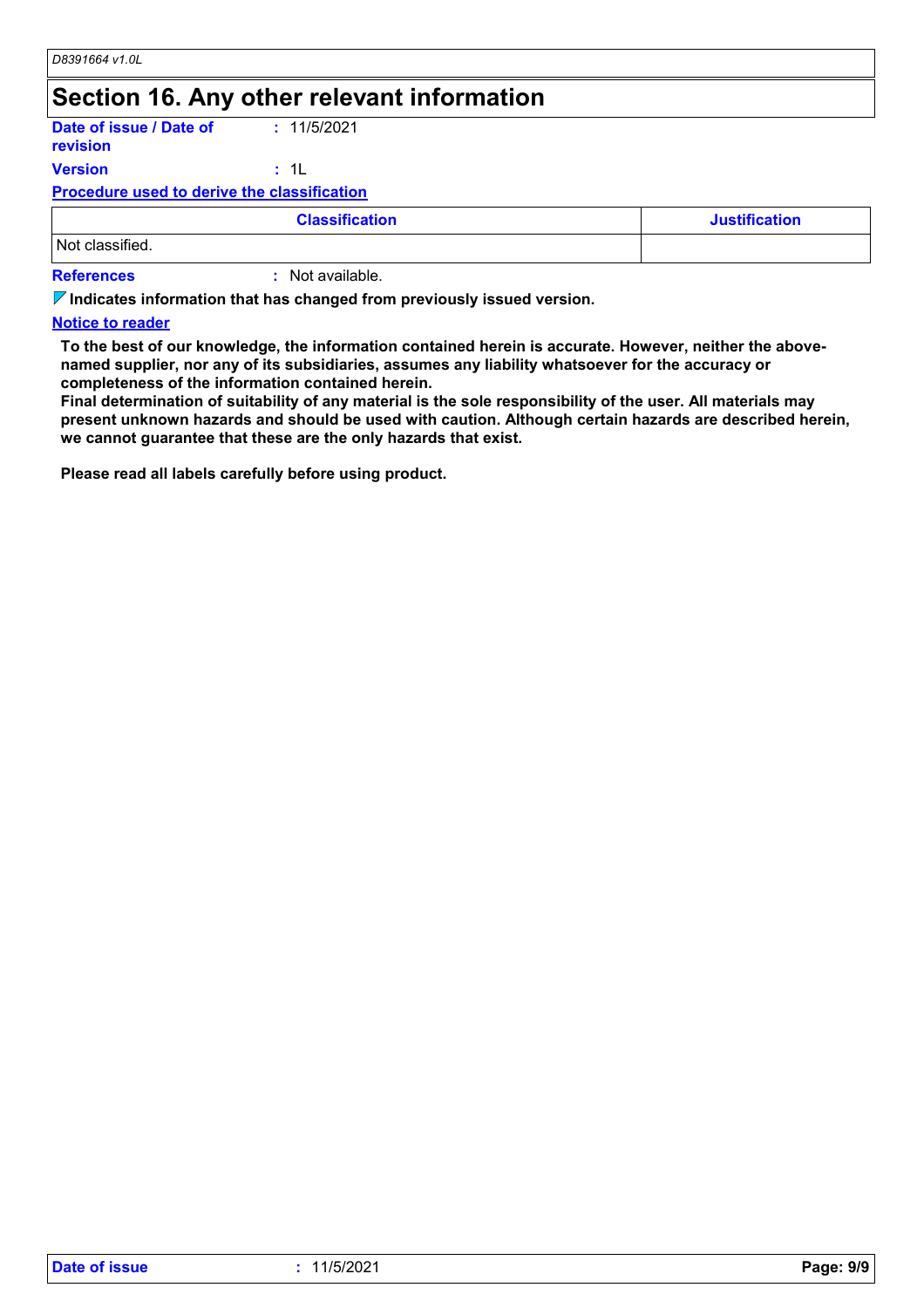# Section 16. Any other relevant information

**Date of issue / Date of revision** : 11/5/2021

**Version** : 1L

**Procedure used to derive the classification**

| Classification | Justification |
|---|---|
| Not classified. | |

**References** : Not available.

**Indicates information that has changed from previously issued version.**

**Notice to reader**

**To the best of our knowledge, the information contained herein is accurate. However, neither the above-named supplier, nor any of its subsidiaries, assumes any liability whatsoever for the accuracy or completeness of the information contained herein.**
**Final determination of suitability of any material is the sole responsibility of the user. All materials may present unknown hazards and should be used with caution. Although certain hazards are described herein, we cannot guarantee that these are the only hazards that exist.**

**Please read all labels carefully before using product.**